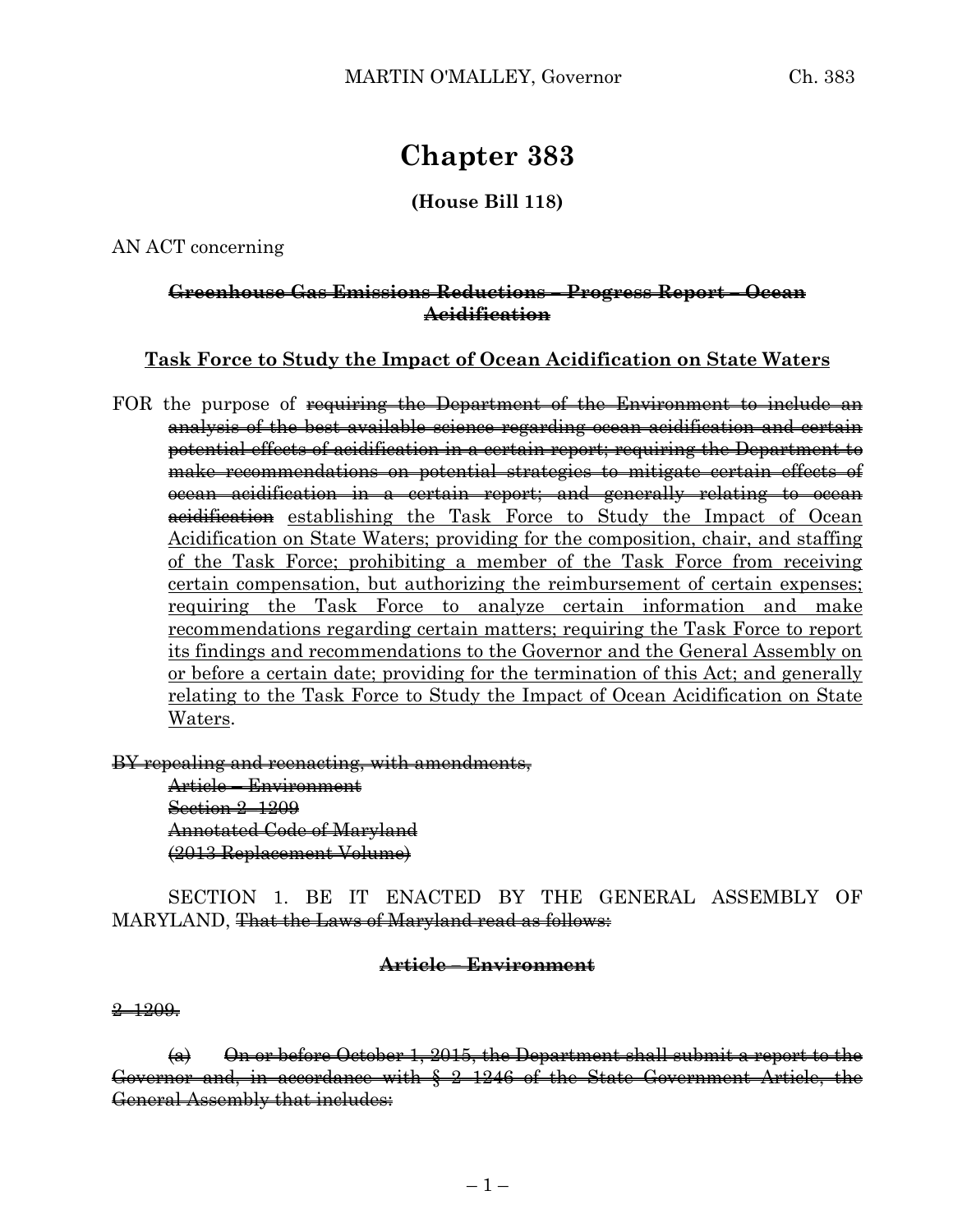# Chapter 383

**(House Bill 118)**

AN ACT concerning

**~~Greenhouse Gas Emissions Reductions – Progress Report – Ocean Acidification~~**

**<u>Task Force to Study the Impact of Ocean Acidification on State Waters</u>**

FOR the purpose of ~~requiring the Department of the Environment to include an analysis of the best available science regarding ocean acidification and certain potential effects of acidification in a certain report; requiring the Department to make recommendations on potential strategies to mitigate certain effects of ocean acidification in a certain report; and generally relating to ocean acidification~~ <u>establishing the Task Force to Study the Impact of Ocean Acidification on State Waters; providing for the composition, chair, and staffing of the Task Force; prohibiting a member of the Task Force from receiving certain compensation, but authorizing the reimbursement of certain expenses; requiring the Task Force to analyze certain information and make recommendations regarding certain matters; requiring the Task Force to report its findings and recommendations to the Governor and the General Assembly on or before a certain date; providing for the termination of this Act; and generally relating to the Task Force to Study the Impact of Ocean Acidification on State Waters</u>.

~~BY repealing and reenacting, with amendments,~~
~~Article – Environment~~
~~Section 2–1209~~
~~Annotated Code of Maryland~~
~~(2013 Replacement Volume)~~

SECTION 1. BE IT ENACTED BY THE GENERAL ASSEMBLY OF MARYLAND, ~~That the Laws of Maryland read as follows:~~

**~~Article – Environment~~**

~~2–1209.~~

~~(a) On or before October 1, 2015, the Department shall submit a report to the Governor and, in accordance with § 2–1246 of the State Government Article, the General Assembly that includes:~~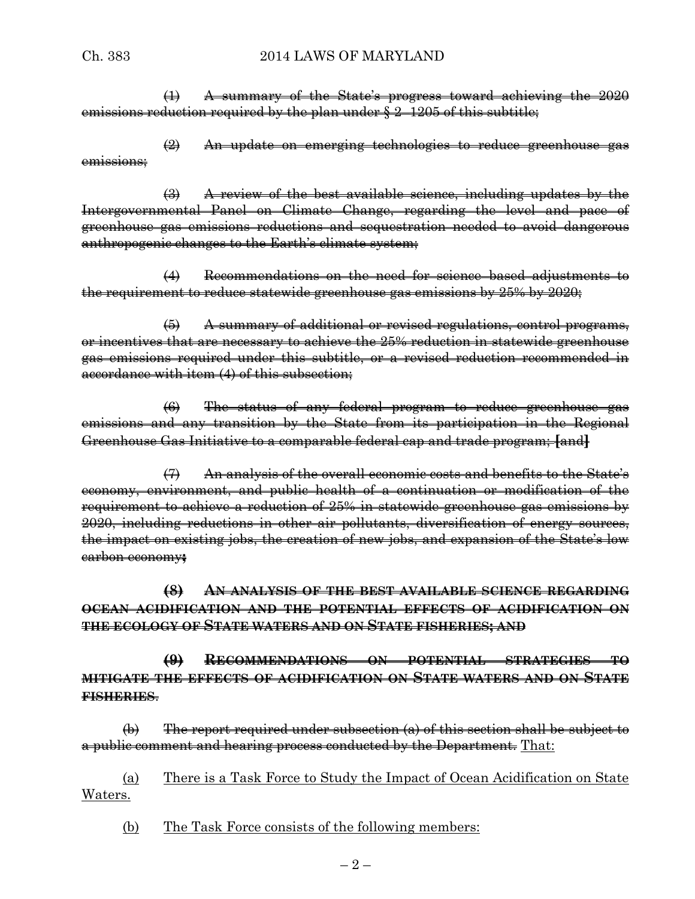~~(1) A summary of the State's progress toward achieving the 2020 emissions reduction required by the plan under § 2–1205 of this subtitle;~~

~~(2) An update on emerging technologies to reduce greenhouse gas emissions;~~

~~(3) A review of the best available science, including updates by the Intergovernmental Panel on Climate Change, regarding the level and pace of greenhouse gas emissions reductions and sequestration needed to avoid dangerous anthropogenic changes to the Earth's climate system;~~

~~(4) Recommendations on the need for science based adjustments to the requirement to reduce statewide greenhouse gas emissions by 25% by 2020;~~

~~(5) A summary of additional or revised regulations, control programs, or incentives that are necessary to achieve the 25% reduction in statewide greenhouse gas emissions required under this subtitle, or a revised reduction recommended in accordance with item (4) of this subsection;~~

~~(6) The status of any federal program to reduce greenhouse gas emissions and any transition by the State from its participation in the Regional Greenhouse Gas Initiative to a comparable federal cap and trade program; **[**and**]**~~

~~(7) An analysis of the overall economic costs and benefits to the State's economy, environment, and public health of a continuation or modification of the requirement to achieve a reduction of 25% in statewide greenhouse gas emissions by 2020, including reductions in other air pollutants, diversification of energy sources, the impact on existing jobs, the creation of new jobs, and expansion of the State's low carbon economy**;**~~

~~**(8) AN ANALYSIS OF THE BEST AVAILABLE SCIENCE REGARDING OCEAN ACIDIFICATION AND THE POTENTIAL EFFECTS OF ACIDIFICATION ON THE ECOLOGY OF STATE WATERS AND ON STATE FISHERIES; AND**~~

~~**(9) RECOMMENDATIONS ON POTENTIAL STRATEGIES TO MITIGATE THE EFFECTS OF ACIDIFICATION ON STATE WATERS AND ON STATE FISHERIES**.~~

~~(b) The report required under subsection (a) of this section shall be subject to a public comment and hearing process conducted by the Department.~~ <u>That:</u>

<u>(a) There is a Task Force to Study the Impact of Ocean Acidification on State Waters.</u>

<u>(b) The Task Force consists of the following members:</u>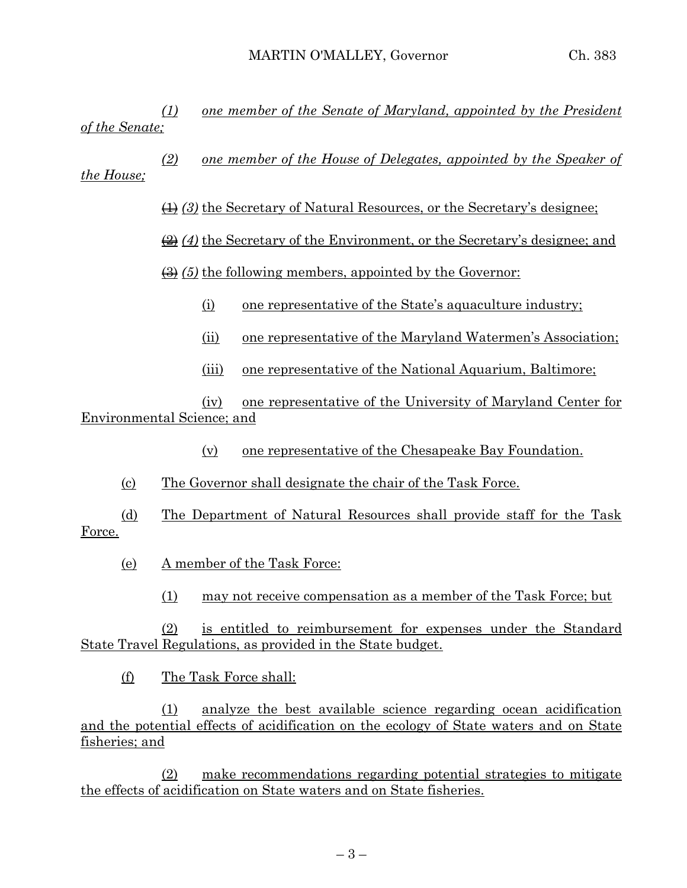*(1) one member of the Senate of Maryland, appointed by the President of the Senate;*

*(2) one member of the House of Delegates, appointed by the Speaker of the House;*

~~(1)~~ *(3)* the Secretary of Natural Resources, or the Secretary's designee;

~~(2)~~ *(4)* the Secretary of the Environment, or the Secretary's designee; and

~~(3)~~ *(5)* the following members, appointed by the Governor:

(i) one representative of the State's aquaculture industry;

(ii) one representative of the Maryland Watermen's Association;

(iii) one representative of the National Aquarium, Baltimore;

(iv) one representative of the University of Maryland Center for Environmental Science; and

(v) one representative of the Chesapeake Bay Foundation.

(c) The Governor shall designate the chair of the Task Force.

(d) The Department of Natural Resources shall provide staff for the Task Force.

(e) A member of the Task Force:

(1) may not receive compensation as a member of the Task Force; but

(2) is entitled to reimbursement for expenses under the Standard State Travel Regulations, as provided in the State budget.

(f) The Task Force shall:

(1) analyze the best available science regarding ocean acidification and the potential effects of acidification on the ecology of State waters and on State fisheries; and

(2) make recommendations regarding potential strategies to mitigate the effects of acidification on State waters and on State fisheries.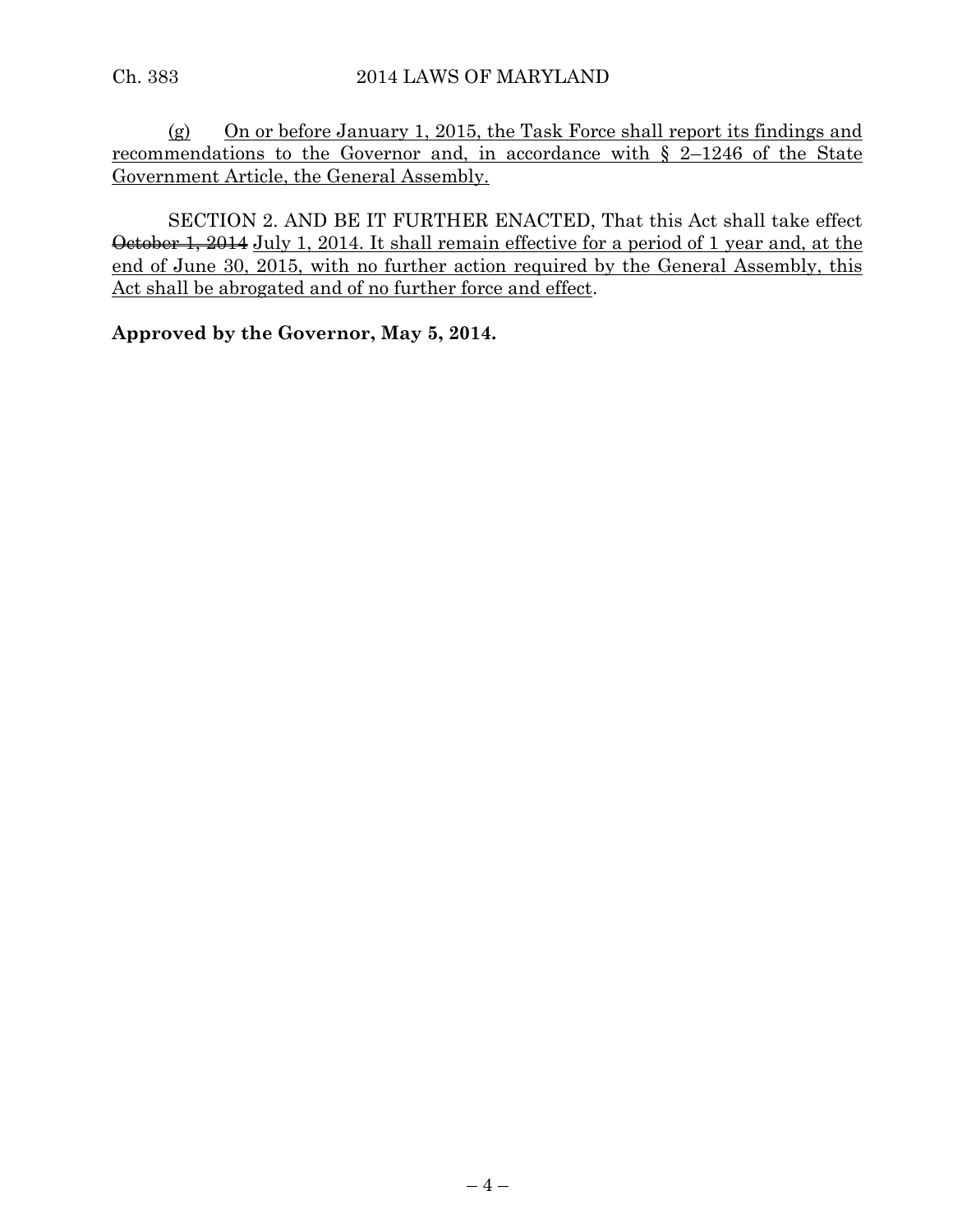(g) On or before January 1, 2015, the Task Force shall report its findings and recommendations to the Governor and, in accordance with § 2–1246 of the State Government Article, the General Assembly.

SECTION 2. AND BE IT FURTHER ENACTED, That this Act shall take effect ~~October 1, 2014~~ July 1, 2014. It shall remain effective for a period of 1 year and, at the end of June 30, 2015, with no further action required by the General Assembly, this Act shall be abrogated and of no further force and effect.

**Approved by the Governor, May 5, 2014.**